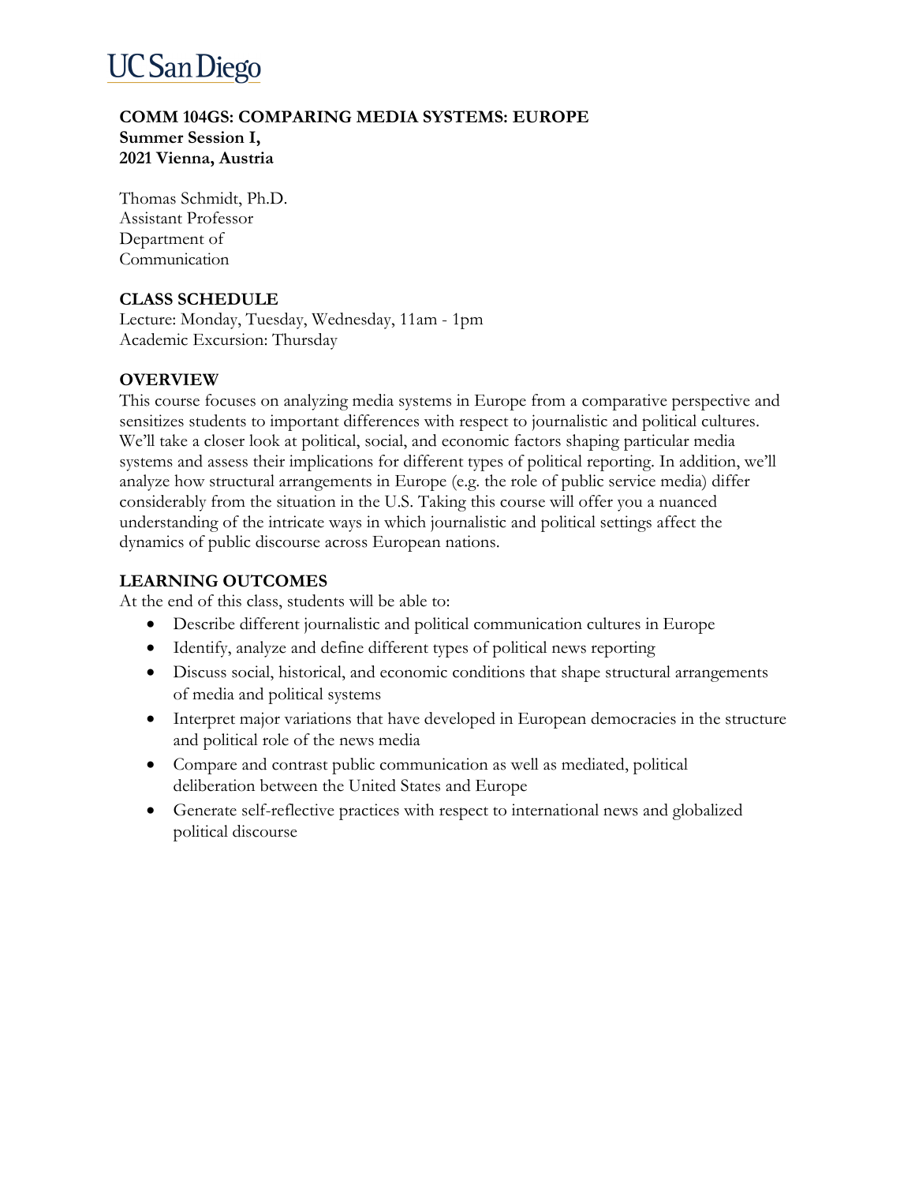UC San Diego

**COMM 104GS: COMPARING MEDIA SYSTEMS: EUROPE**
**Summer Session I,**
**2021 Vienna, Austria**

Thomas Schmidt, Ph.D.
Assistant Professor
Department of
Communication

## CLASS SCHEDULE

Lecture: Monday, Tuesday, Wednesday, 11am - 1pm
Academic Excursion: Thursday

## OVERVIEW

This course focuses on analyzing media systems in Europe from a comparative perspective and sensitizes students to important differences with respect to journalistic and political cultures. We'll take a closer look at political, social, and economic factors shaping particular media systems and assess their implications for different types of political reporting. In addition, we'll analyze how structural arrangements in Europe (e.g. the role of public service media) differ considerably from the situation in the U.S. Taking this course will offer you a nuanced understanding of the intricate ways in which journalistic and political settings affect the dynamics of public discourse across European nations.

## LEARNING OUTCOMES

At the end of this class, students will be able to:

- Describe different journalistic and political communication cultures in Europe
- Identify, analyze and define different types of political news reporting
- Discuss social, historical, and economic conditions that shape structural arrangements of media and political systems
- Interpret major variations that have developed in European democracies in the structure and political role of the news media
- Compare and contrast public communication as well as mediated, political deliberation between the United States and Europe
- Generate self-reflective practices with respect to international news and globalized political discourse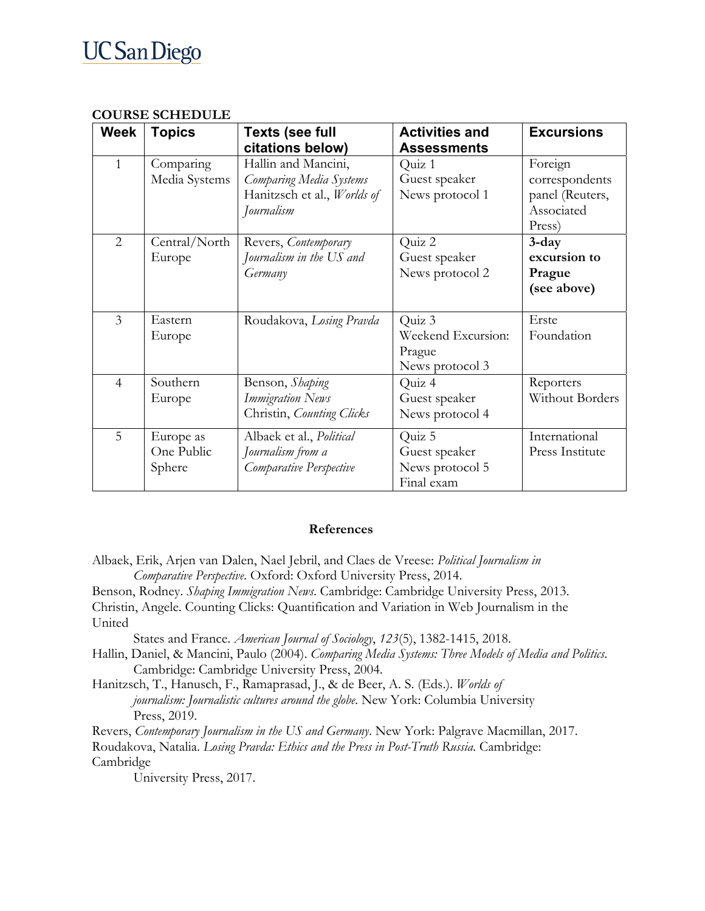**COURSE SCHEDULE**

| Week | Topics | Texts (see full citations below) | Activities and Assessments | Excursions |
|---|---|---|---|---|
| 1 | Comparing Media Systems | Hallin and Mancini, *Comparing Media Systems* Hanitzsch et al., *Worlds of Journalism* | Quiz 1 Guest speaker News protocol 1 | Foreign correspondents panel (Reuters, Associated Press) |
| 2 | Central/North Europe | Revers, *Contemporary Journalism in the US and Germany* | Quiz 2 Guest speaker News protocol 2 | **3-day excursion to Prague (see above)** |
| 3 | Eastern Europe | Roudakova, *Losing Pravda* | Quiz 3 Weekend Excursion: Prague News protocol 3 | Erste Foundation |
| 4 | Southern Europe | Benson, *Shaping Immigration News* Christin, *Counting Clicks* | Quiz 4 Guest speaker News protocol 4 | Reporters Without Borders |
| 5 | Europe as One Public Sphere | Albaek et al., *Political Journalism from a Comparative Perspective* | Quiz 5 Guest speaker News protocol 5 Final exam | International Press Institute |

**References**

Albaek, Erik, Arjen van Dalen, Nael Jebril, and Claes de Vreese: *Political Journalism in Comparative Perspective*. Oxford: Oxford University Press, 2014.

Benson, Rodney. *Shaping Immigration News*. Cambridge: Cambridge University Press, 2013.

Christin, Angele. Counting Clicks: Quantification and Variation in Web Journalism in the United States and France. *American Journal of Sociology*, *123*(5), 1382-1415, 2018.

Hallin, Daniel, & Mancini, Paulo (2004). *Comparing Media Systems: Three Models of Media and Politics*. Cambridge: Cambridge University Press, 2004.

Hanitzsch, T., Hanusch, F., Ramaprasad, J., & de Beer, A. S. (Eds.). *Worlds of journalism: Journalistic cultures around the globe*. New York: Columbia University Press, 2019.

Revers, *Contemporary Journalism in the US and Germany*. New York: Palgrave Macmillan, 2017.

Roudakova, Natalia. *Losing Pravda: Ethics and the Press in Post-Truth Russia*. Cambridge: Cambridge University Press, 2017.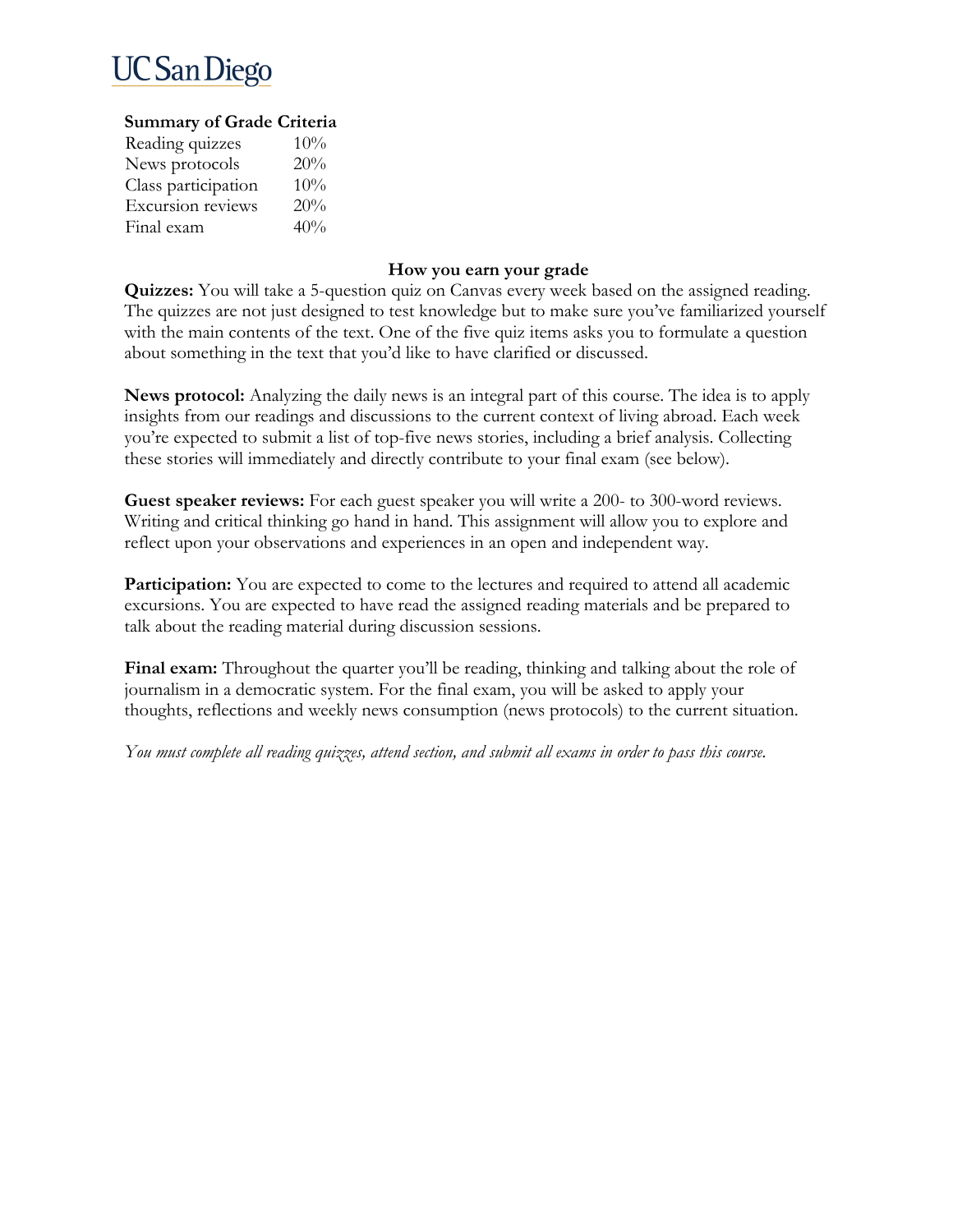**Summary of Grade Criteria**

| | |
|---|---|
| Reading quizzes | 10% |
| News protocols | 20% |
| Class participation | 10% |
| Excursion reviews | 20% |
| Final exam | 40% |

**How you earn your grade**

**Quizzes:** You will take a 5-question quiz on Canvas every week based on the assigned reading. The quizzes are not just designed to test knowledge but to make sure you've familiarized yourself with the main contents of the text. One of the five quiz items asks you to formulate a question about something in the text that you'd like to have clarified or discussed.

**News protocol:** Analyzing the daily news is an integral part of this course. The idea is to apply insights from our readings and discussions to the current context of living abroad. Each week you're expected to submit a list of top-five news stories, including a brief analysis. Collecting these stories will immediately and directly contribute to your final exam (see below).

**Guest speaker reviews:** For each guest speaker you will write a 200- to 300-word reviews. Writing and critical thinking go hand in hand. This assignment will allow you to explore and reflect upon your observations and experiences in an open and independent way.

**Participation:** You are expected to come to the lectures and required to attend all academic excursions. You are expected to have read the assigned reading materials and be prepared to talk about the reading material during discussion sessions.

**Final exam:** Throughout the quarter you'll be reading, thinking and talking about the role of journalism in a democratic system. For the final exam, you will be asked to apply your thoughts, reflections and weekly news consumption (news protocols) to the current situation.

*You must complete all reading quizzes, attend section, and submit all exams in order to pass this course.*